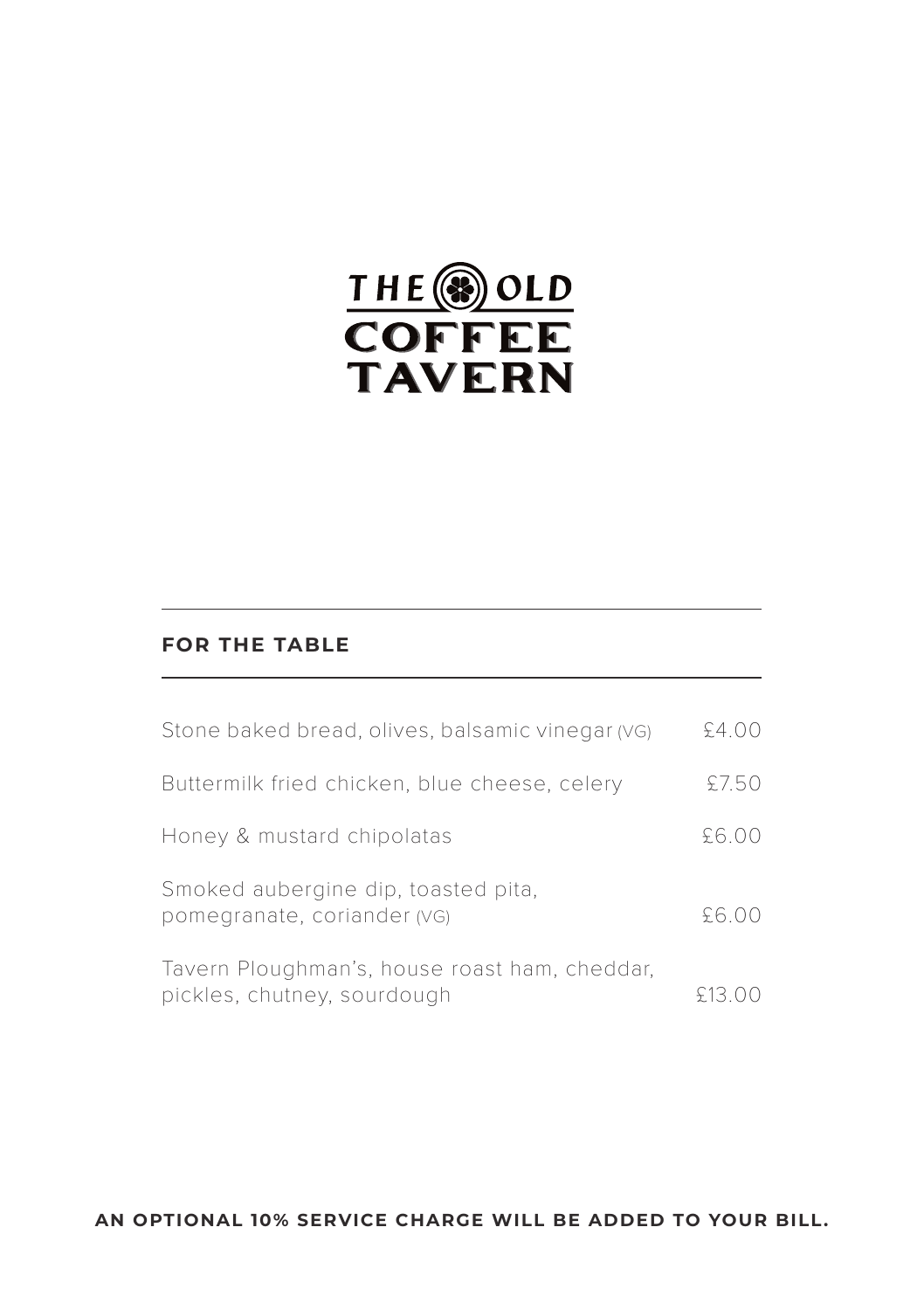# THE OLD COFFEE TAVERN

## FOR THE TABLE

| | |
|---|---|
| Stone baked bread, olives, balsamic vinegar (VG) | £4.00 |
| Buttermilk fried chicken, blue cheese, celery | £7.50 |
| Honey & mustard chipolatas | £6.00 |
| Smoked aubergine dip, toasted pita, pomegranate, coriander (VG) | £6.00 |
| Tavern Ploughman's, house roast ham, cheddar, pickles, chutney, sourdough | £13.00 |

**AN OPTIONAL 10% SERVICE CHARGE WILL BE ADDED TO YOUR BILL.**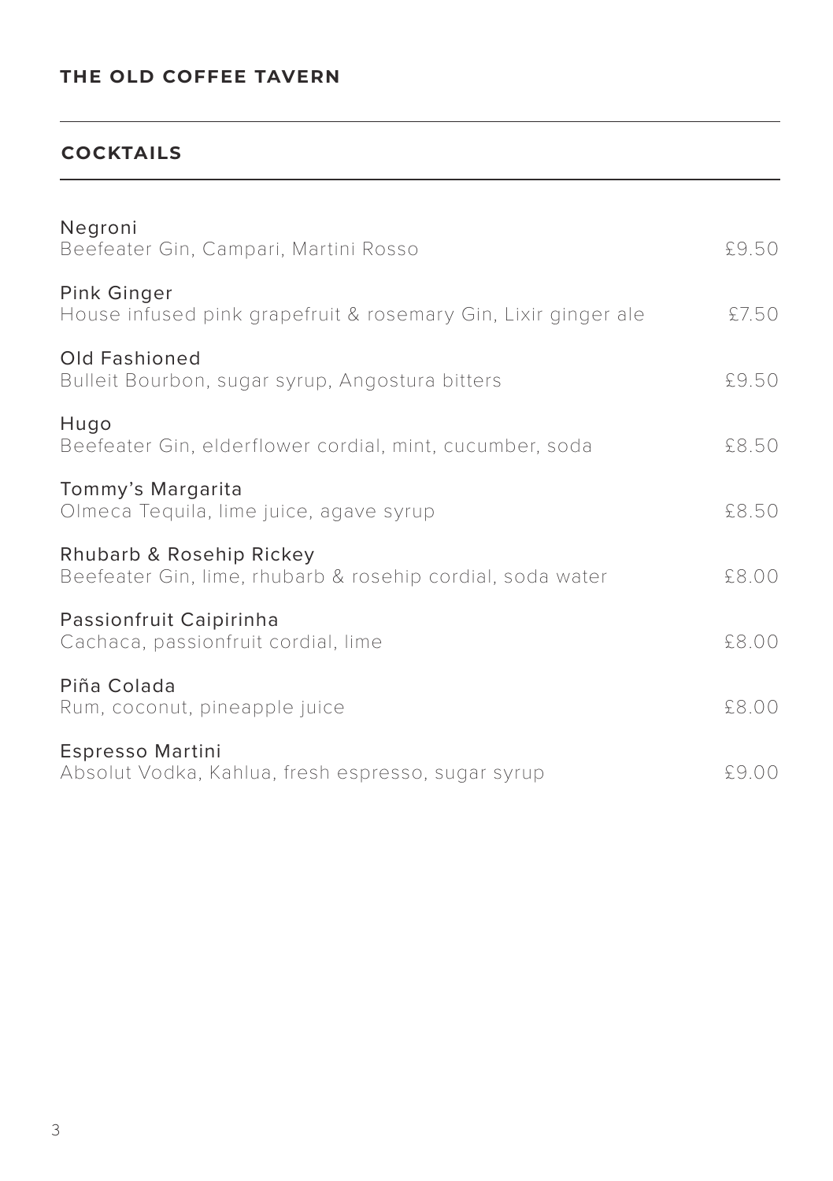# THE OLD COFFEE TAVERN

## COCKTAILS

**Negroni**
Beefeater Gin, Campari, Martini Rosso — £9.50

**Pink Ginger**
House infused pink grapefruit & rosemary Gin, Lixir ginger ale — £7.50

**Old Fashioned**
Bulleit Bourbon, sugar syrup, Angostura bitters — £9.50

**Hugo**
Beefeater Gin, elderflower cordial, mint, cucumber, soda — £8.50

**Tommy's Margarita**
Olmeca Tequila, lime juice, agave syrup — £8.50

**Rhubarb & Rosehip Rickey**
Beefeater Gin, lime, rhubarb & rosehip cordial, soda water — £8.00

**Passionfruit Caipirinha**
Cachaca, passionfruit cordial, lime — £8.00

**Piña Colada**
Rum, coconut, pineapple juice — £8.00

**Espresso Martini**
Absolut Vodka, Kahlua, fresh espresso, sugar syrup — £9.00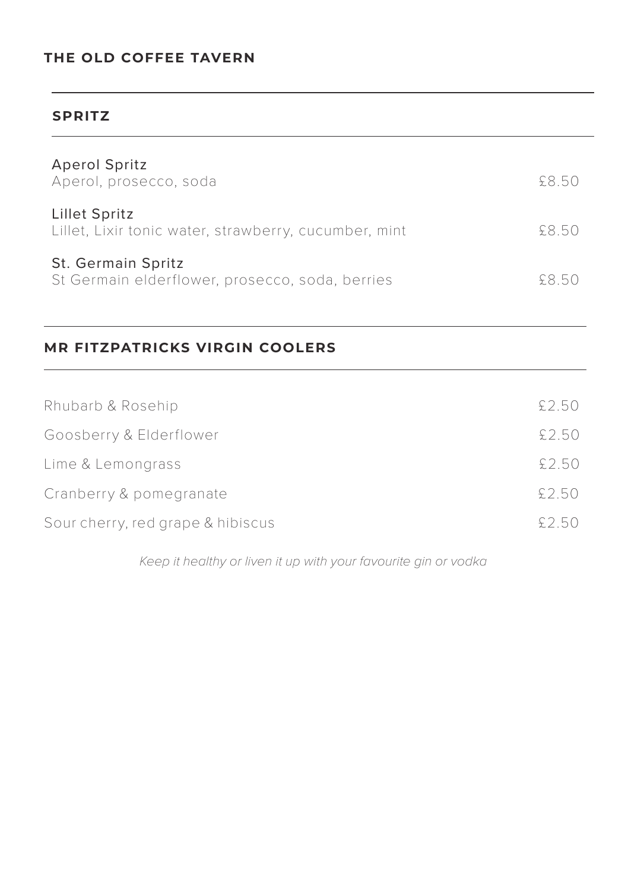# THE OLD COFFEE TAVERN

## SPRITZ

**Aperol Spritz**
Aperol, prosecco, soda — £8.50

**Lillet Spritz**
Lillet, Lixir tonic water, strawberry, cucumber, mint — £8.50

**St. Germain Spritz**
St Germain elderflower, prosecco, soda, berries — £8.50

## MR FITZPATRICKS VIRGIN COOLERS

| Item | Price |
|---|---|
| Rhubarb & Rosehip | £2.50 |
| Goosberry & Elderflower | £2.50 |
| Lime & Lemongrass | £2.50 |
| Cranberry & pomegranate | £2.50 |
| Sour cherry, red grape & hibiscus | £2.50 |

*Keep it healthy or liven it up with your favourite gin or vodka*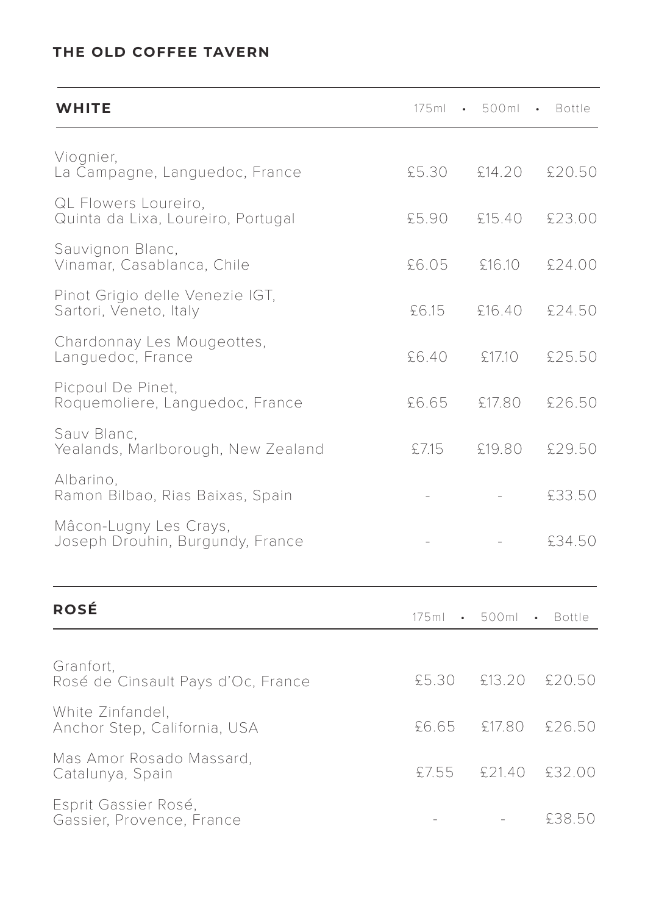**THE OLD COFFEE TAVERN**

## WHITE

| WHITE | 175ml | 500ml | Bottle |
|---|---|---|---|
| Viognier, La Campagne, Languedoc, France | £5.30 | £14.20 | £20.50 |
| QL Flowers Loureiro, Quinta da Lixa, Loureiro, Portugal | £5.90 | £15.40 | £23.00 |
| Sauvignon Blanc, Vinamar, Casablanca, Chile | £6.05 | £16.10 | £24.00 |
| Pinot Grigio delle Venezie IGT, Sartori, Veneto, Italy | £6.15 | £16.40 | £24.50 |
| Chardonnay Les Mougeottes, Languedoc, France | £6.40 | £17.10 | £25.50 |
| Picpoul De Pinet, Roquemoliere, Languedoc, France | £6.65 | £17.80 | £26.50 |
| Sauv Blanc, Yealands, Marlborough, New Zealand | £7.15 | £19.80 | £29.50 |
| Albarino, Ramon Bilbao, Rias Baixas, Spain | - | - | £33.50 |
| Mâcon-Lugny Les Crays, Joseph Drouhin, Burgundy, France | - | - | £34.50 |

## ROSÉ

| ROSÉ | 175ml | 500ml | Bottle |
|---|---|---|---|
| Granfort, Rosé de Cinsault Pays d'Oc, France | £5.30 | £13.20 | £20.50 |
| White Zinfandel, Anchor Step, California, USA | £6.65 | £17.80 | £26.50 |
| Mas Amor Rosado Massard, Catalunya, Spain | £7.55 | £21.40 | £32.00 |
| Esprit Gassier Rosé, Gassier, Provence, France | - | - | £38.50 |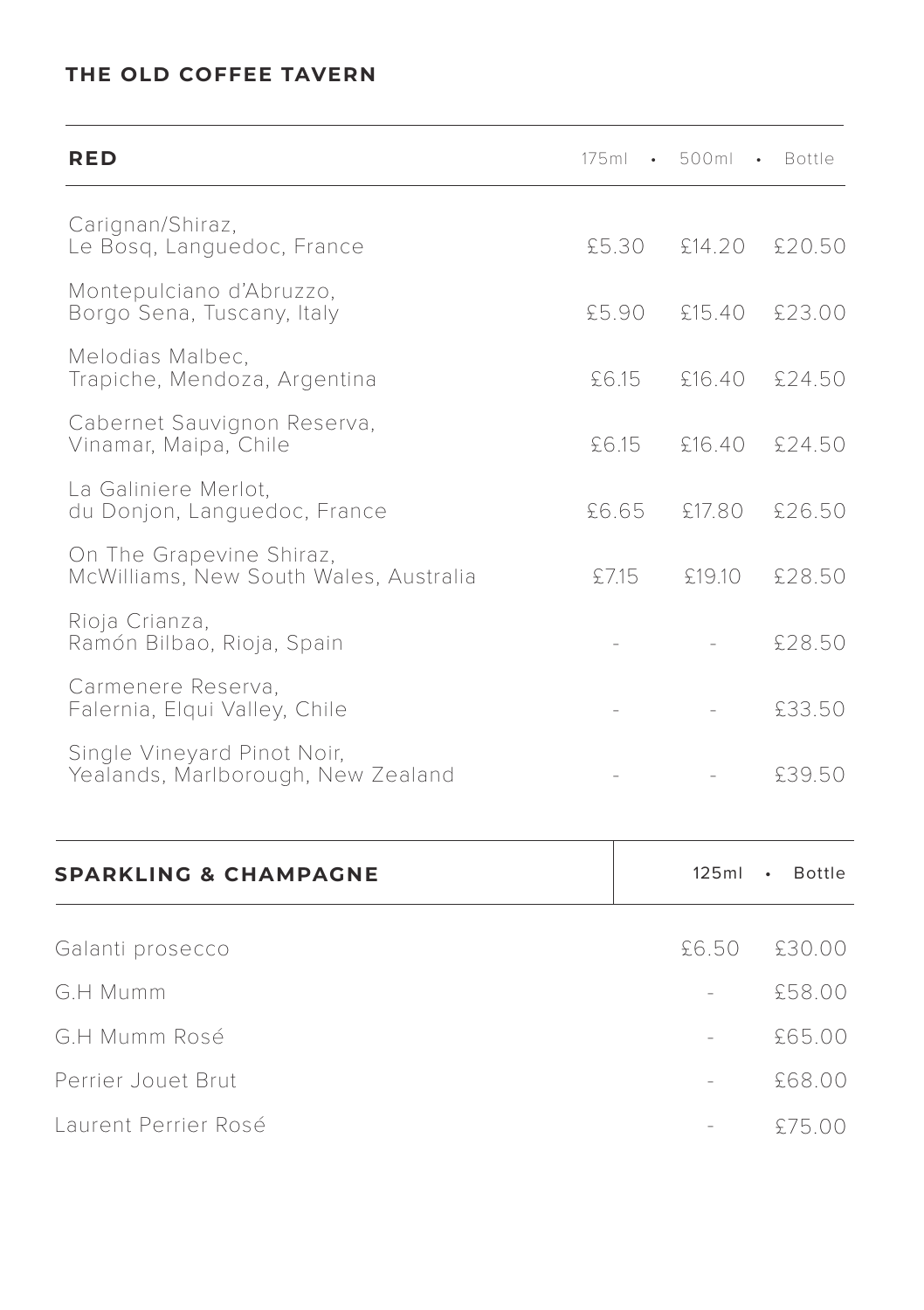# THE OLD COFFEE TAVERN

| RED | 175ml | 500ml | Bottle |
|---|---|---|---|
| Carignan/Shiraz, Le Bosq, Languedoc, France | £5.30 | £14.20 | £20.50 |
| Montepulciano d'Abruzzo, Borgo Sena, Tuscany, Italy | £5.90 | £15.40 | £23.00 |
| Melodias Malbec, Trapiche, Mendoza, Argentina | £6.15 | £16.40 | £24.50 |
| Cabernet Sauvignon Reserva, Vinamar, Maipa, Chile | £6.15 | £16.40 | £24.50 |
| La Galiniere Merlot, du Donjon, Languedoc, France | £6.65 | £17.80 | £26.50 |
| On The Grapevine Shiraz, McWilliams, New South Wales, Australia | £7.15 | £19.10 | £28.50 |
| Rioja Crianza, Ramón Bilbao, Rioja, Spain | - | - | £28.50 |
| Carmenere Reserva, Falernia, Elqui Valley, Chile | - | - | £33.50 |
| Single Vineyard Pinot Noir, Yealands, Marlborough, New Zealand | - | - | £39.50 |

| SPARKLING & CHAMPAGNE | 125ml | Bottle |
|---|---|---|
| Galanti prosecco | £6.50 | £30.00 |
| G.H Mumm | - | £58.00 |
| G.H Mumm Rosé | - | £65.00 |
| Perrier Jouet Brut | - | £68.00 |
| Laurent Perrier Rosé | - | £75.00 |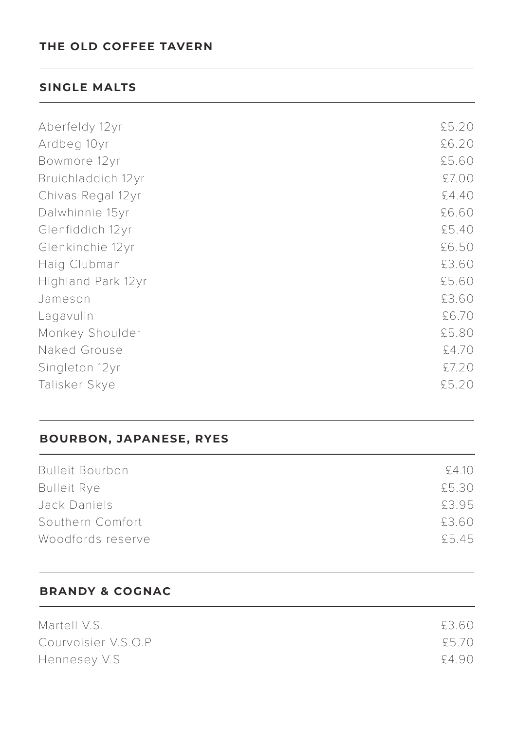**THE OLD COFFEE TAVERN**

## SINGLE MALTS

| | |
|---|---|
| Aberfeldy 12yr | £5.20 |
| Ardbeg 10yr | £6.20 |
| Bowmore 12yr | £5.60 |
| Bruichladdich 12yr | £7.00 |
| Chivas Regal 12yr | £4.40 |
| Dalwhinnie 15yr | £6.60 |
| Glenfiddich 12yr | £5.40 |
| Glenkinchie 12yr | £6.50 |
| Haig Clubman | £3.60 |
| Highland Park 12yr | £5.60 |
| Jameson | £3.60 |
| Lagavulin | £6.70 |
| Monkey Shoulder | £5.80 |
| Naked Grouse | £4.70 |
| Singleton 12yr | £7.20 |
| Talisker Skye | £5.20 |

## BOURBON, JAPANESE, RYES

| | |
|---|---|
| Bulleit Bourbon | £4.10 |
| Bulleit Rye | £5.30 |
| Jack Daniels | £3.95 |
| Southern Comfort | £3.60 |
| Woodfords reserve | £5.45 |

## BRANDY & COGNAC

| | |
|---|---|
| Martell V.S. | £3.60 |
| Courvoisier V.S.O.P | £5.70 |
| Hennesey V.S | £4.90 |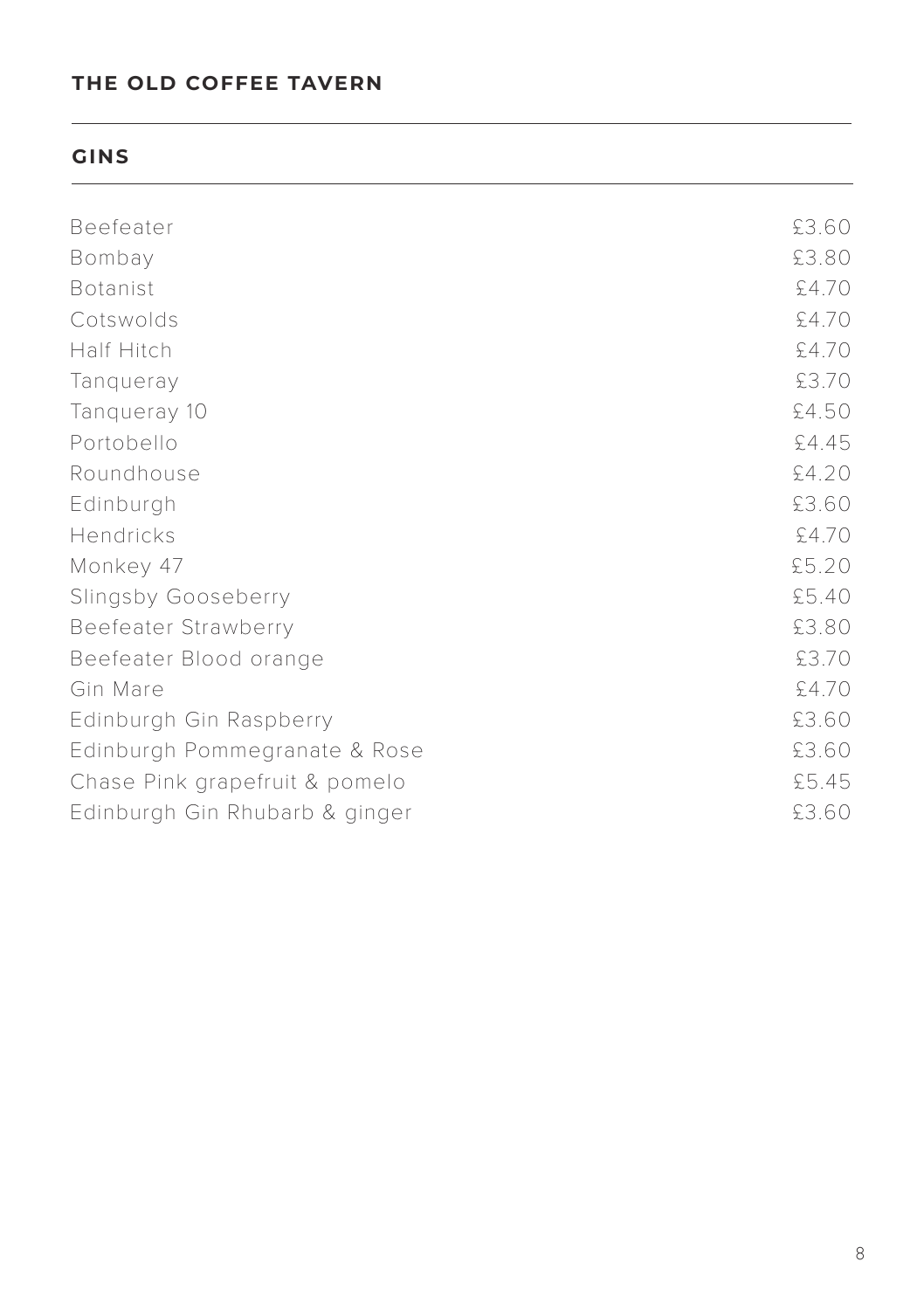# THE OLD COFFEE TAVERN

## GINS

| | |
|---|---|
| Beefeater | £3.60 |
| Bombay | £3.80 |
| Botanist | £4.70 |
| Cotswolds | £4.70 |
| Half Hitch | £4.70 |
| Tanqueray | £3.70 |
| Tanqueray 10 | £4.50 |
| Portobello | £4.45 |
| Roundhouse | £4.20 |
| Edinburgh | £3.60 |
| Hendricks | £4.70 |
| Monkey 47 | £5.20 |
| Slingsby Gooseberry | £5.40 |
| Beefeater Strawberry | £3.80 |
| Beefeater Blood orange | £3.70 |
| Gin Mare | £4.70 |
| Edinburgh Gin Raspberry | £3.60 |
| Edinburgh Pommegranate & Rose | £3.60 |
| Chase Pink grapefruit & pomelo | £5.45 |
| Edinburgh Gin Rhubarb & ginger | £3.60 |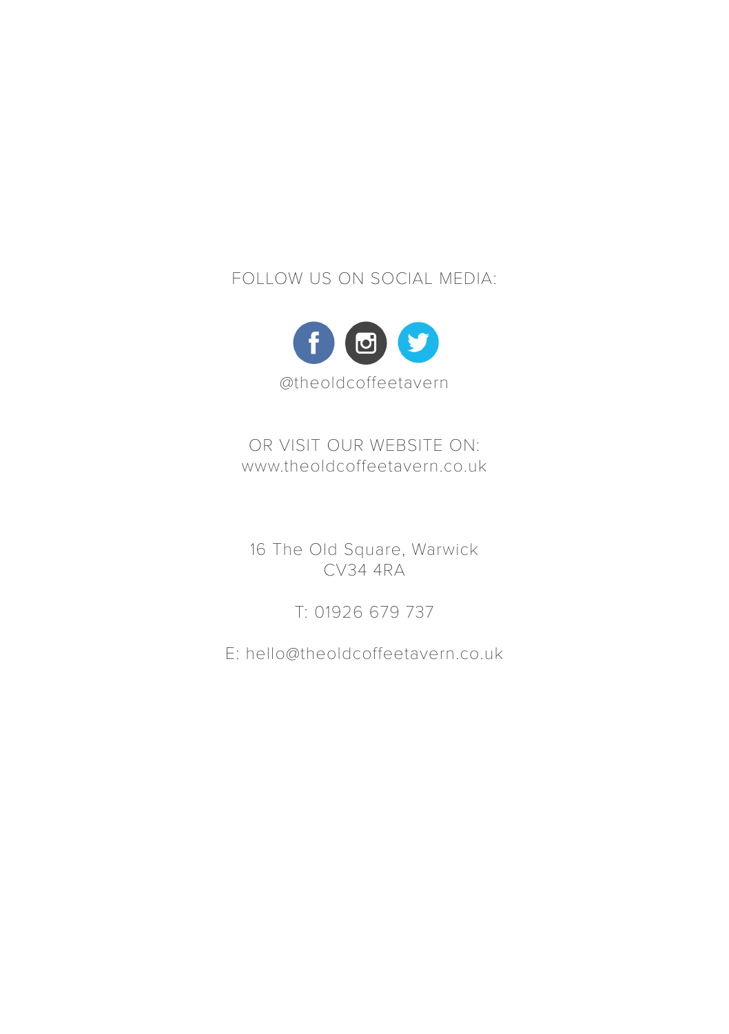FOLLOW US ON SOCIAL MEDIA:

@theoldcoffeetavern

OR VISIT OUR WEBSITE ON:
www.theoldcoffeetavern.co.uk

16 The Old Square, Warwick
CV34 4RA

T: 01926 679 737

E: hello@theoldcoffeetavern.co.uk